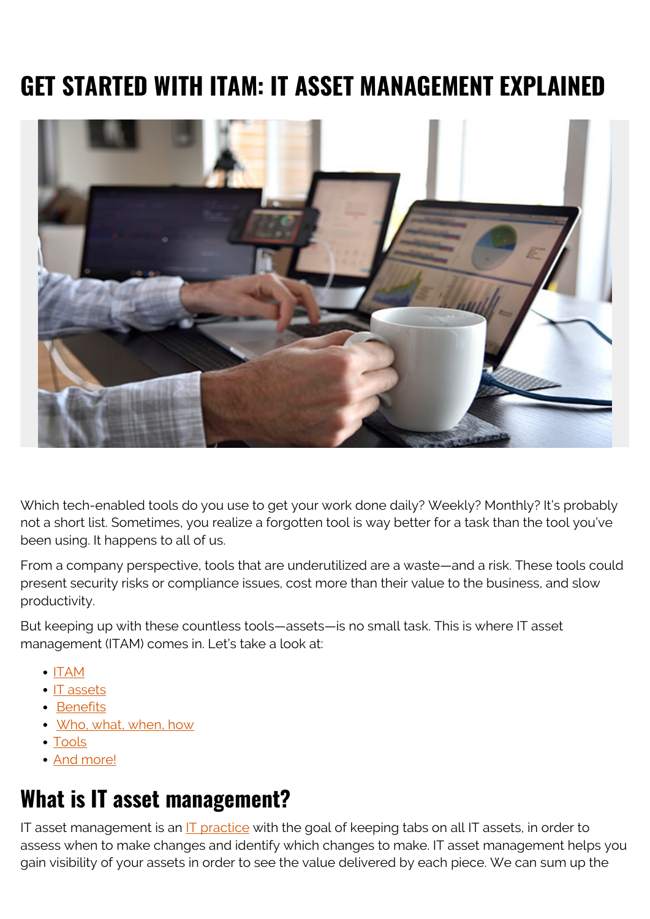# GET STARTED WITH ITAM: IT ASSET MANAGEMENT EXPLAINED

Which tech-enabled tools do you use to get your work done daily? Weekly? Monthly? It's probably not a short list. Sometimes, you realize a forgotten tool is way better for a task than the tool you've been using. It happens to all of us.

From a company perspective, tools that are underutilized are a waste—and a risk. These tools could present security risks or compliance issues, cost more than their value to the business, and slow productivity.

But keeping up with these countless tools—assets—is no small task. This is where IT asset management (ITAM) comes in. Let's take a look at:

- ITAM
- IT assets
- Benefits
- Who, what, when, how
- Tools
- And more!

## What is IT asset management?

IT asset management is an IT practice with the goal of keeping tabs on all IT assets, in order to assess when to make changes and identify which changes to make. IT asset management helps you gain visibility of your assets in order to see the value delivered by each piece. We can sum up the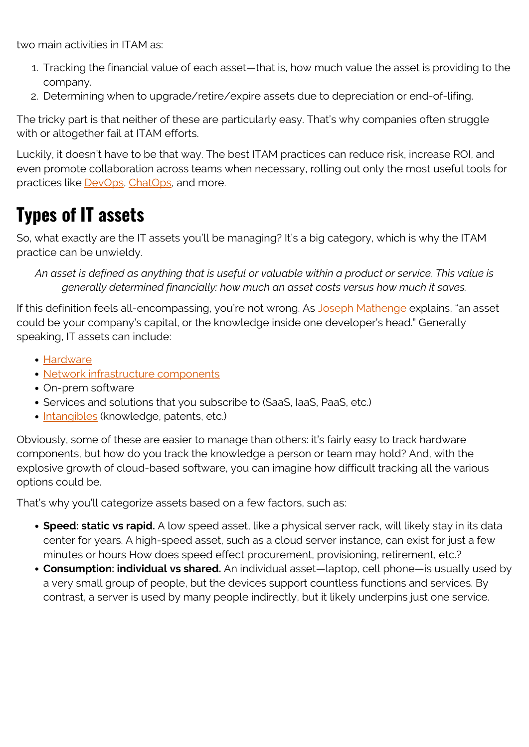two main activities in ITAM as:

1. Tracking the financial value of each asset—that is, how much value the asset is providing to the company.
2. Determining when to upgrade/retire/expire assets due to depreciation or end-of-lifing.

The tricky part is that neither of these are particularly easy. That's why companies often struggle with or altogether fail at ITAM efforts.

Luckily, it doesn't have to be that way. The best ITAM practices can reduce risk, increase ROI, and even promote collaboration across teams when necessary, rolling out only the most useful tools for practices like DevOps, ChatOps, and more.

## Types of IT assets

So, what exactly are the IT assets you'll be managing? It's a big category, which is why the ITAM practice can be unwieldy.

> *An asset is defined as anything that is useful or valuable within a product or service. This value is generally determined financially: how much an asset costs versus how much it saves.*

If this definition feels all-encompassing, you're not wrong. As Joseph Mathenge explains, "an asset could be your company's capital, or the knowledge inside one developer's head." Generally speaking, IT assets can include:

- Hardware
- Network infrastructure components
- On-prem software
- Services and solutions that you subscribe to (SaaS, IaaS, PaaS, etc.)
- Intangibles (knowledge, patents, etc.)

Obviously, some of these are easier to manage than others: it's fairly easy to track hardware components, but how do you track the knowledge a person or team may hold? And, with the explosive growth of cloud-based software, you can imagine how difficult tracking all the various options could be.

That's why you'll categorize assets based on a few factors, such as:

- **Speed: static vs rapid.** A low speed asset, like a physical server rack, will likely stay in its data center for years. A high-speed asset, such as a cloud server instance, can exist for just a few minutes or hours How does speed effect procurement, provisioning, retirement, etc.?
- **Consumption: individual vs shared.** An individual asset—laptop, cell phone—is usually used by a very small group of people, but the devices support countless functions and services. By contrast, a server is used by many people indirectly, but it likely underpins just one service.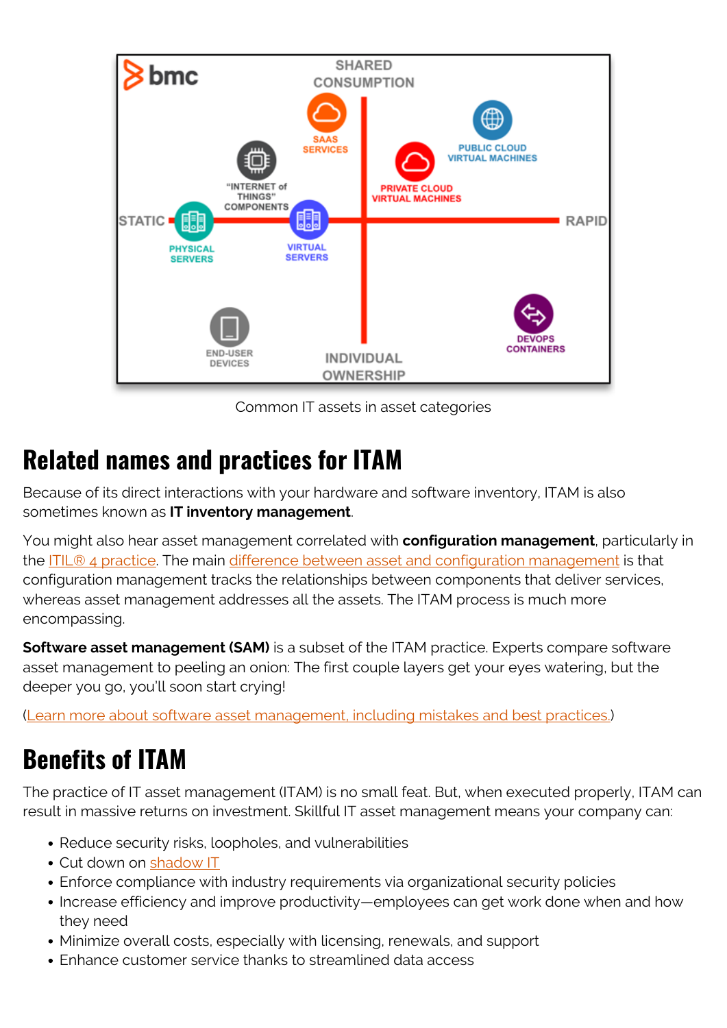Common IT assets in asset categories

## Related names and practices for ITAM

Because of its direct interactions with your hardware and software inventory, ITAM is also sometimes known as **IT inventory management**.

You might also hear asset management correlated with **configuration management**, particularly in the ITIL® 4 practice. The main difference between asset and configuration management is that configuration management tracks the relationships between components that deliver services, whereas asset management addresses all the assets. The ITAM process is much more encompassing.

**Software asset management (SAM)** is a subset of the ITAM practice. Experts compare software asset management to peeling an onion: The first couple layers get your eyes watering, but the deeper you go, you'll soon start crying!

(Learn more about software asset management, including mistakes and best practices.)

## Benefits of ITAM

The practice of IT asset management (ITAM) is no small feat. But, when executed properly, ITAM can result in massive returns on investment. Skillful IT asset management means your company can:

- Reduce security risks, loopholes, and vulnerabilities
- Cut down on shadow IT
- Enforce compliance with industry requirements via organizational security policies
- Increase efficiency and improve productivity—employees can get work done when and how they need
- Minimize overall costs, especially with licensing, renewals, and support
- Enhance customer service thanks to streamlined data access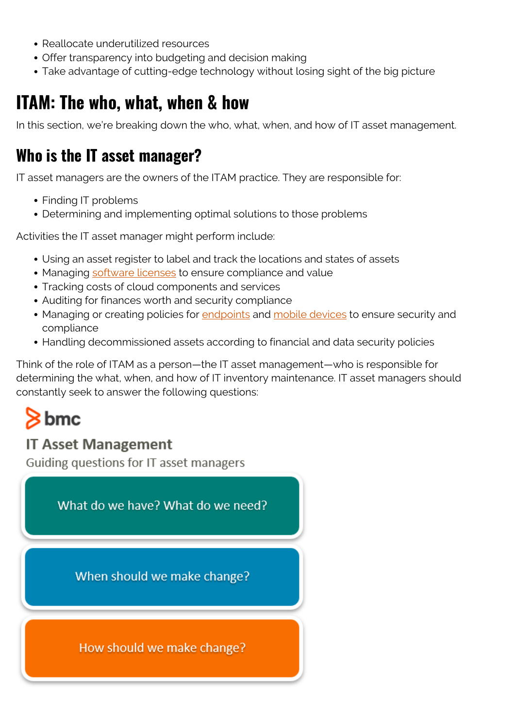- Reallocate underutilized resources
- Offer transparency into budgeting and decision making
- Take advantage of cutting-edge technology without losing sight of the big picture

## ITAM: The who, what, when & how

In this section, we're breaking down the who, what, when, and how of IT asset management.

### Who is the IT asset manager?

IT asset managers are the owners of the ITAM practice. They are responsible for:

- Finding IT problems
- Determining and implementing optimal solutions to those problems

Activities the IT asset manager might perform include:

- Using an asset register to label and track the locations and states of assets
- Managing software licenses to ensure compliance and value
- Tracking costs of cloud components and services
- Auditing for finances worth and security compliance
- Managing or creating policies for endpoints and mobile devices to ensure security and compliance
- Handling decommissioned assets according to financial and data security policies

Think of the role of ITAM as a person—the IT asset management—who is responsible for determining the what, when, and how of IT inventory maintenance. IT asset managers should constantly seek to answer the following questions:

bmc

**IT Asset Management**

Guiding questions for IT asset managers

- What do we have? What do we need?
- When should we make change?
- How should we make change?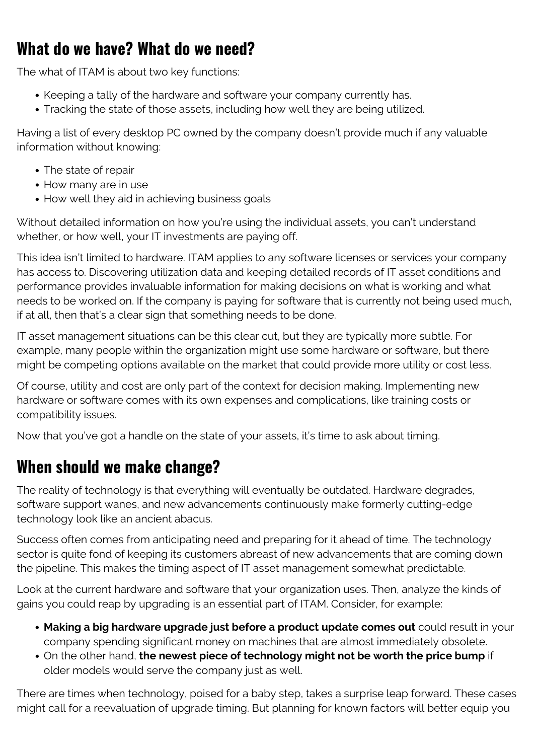## What do we have? What do we need?

The what of ITAM is about two key functions:

- Keeping a tally of the hardware and software your company currently has.
- Tracking the state of those assets, including how well they are being utilized.

Having a list of every desktop PC owned by the company doesn't provide much if any valuable information without knowing:

- The state of repair
- How many are in use
- How well they aid in achieving business goals

Without detailed information on how you're using the individual assets, you can't understand whether, or how well, your IT investments are paying off.

This idea isn't limited to hardware. ITAM applies to any software licenses or services your company has access to. Discovering utilization data and keeping detailed records of IT asset conditions and performance provides invaluable information for making decisions on what is working and what needs to be worked on. If the company is paying for software that is currently not being used much, if at all, then that's a clear sign that something needs to be done.

IT asset management situations can be this clear cut, but they are typically more subtle. For example, many people within the organization might use some hardware or software, but there might be competing options available on the market that could provide more utility or cost less.

Of course, utility and cost are only part of the context for decision making. Implementing new hardware or software comes with its own expenses and complications, like training costs or compatibility issues.

Now that you've got a handle on the state of your assets, it's time to ask about timing.

## When should we make change?

The reality of technology is that everything will eventually be outdated. Hardware degrades, software support wanes, and new advancements continuously make formerly cutting-edge technology look like an ancient abacus.

Success often comes from anticipating need and preparing for it ahead of time. The technology sector is quite fond of keeping its customers abreast of new advancements that are coming down the pipeline. This makes the timing aspect of IT asset management somewhat predictable.

Look at the current hardware and software that your organization uses. Then, analyze the kinds of gains you could reap by upgrading is an essential part of ITAM. Consider, for example:

- **Making a big hardware upgrade just before a product update comes out** could result in your company spending significant money on machines that are almost immediately obsolete.
- On the other hand, **the newest piece of technology might not be worth the price bump** if older models would serve the company just as well.

There are times when technology, poised for a baby step, takes a surprise leap forward. These cases might call for a reevaluation of upgrade timing. But planning for known factors will better equip you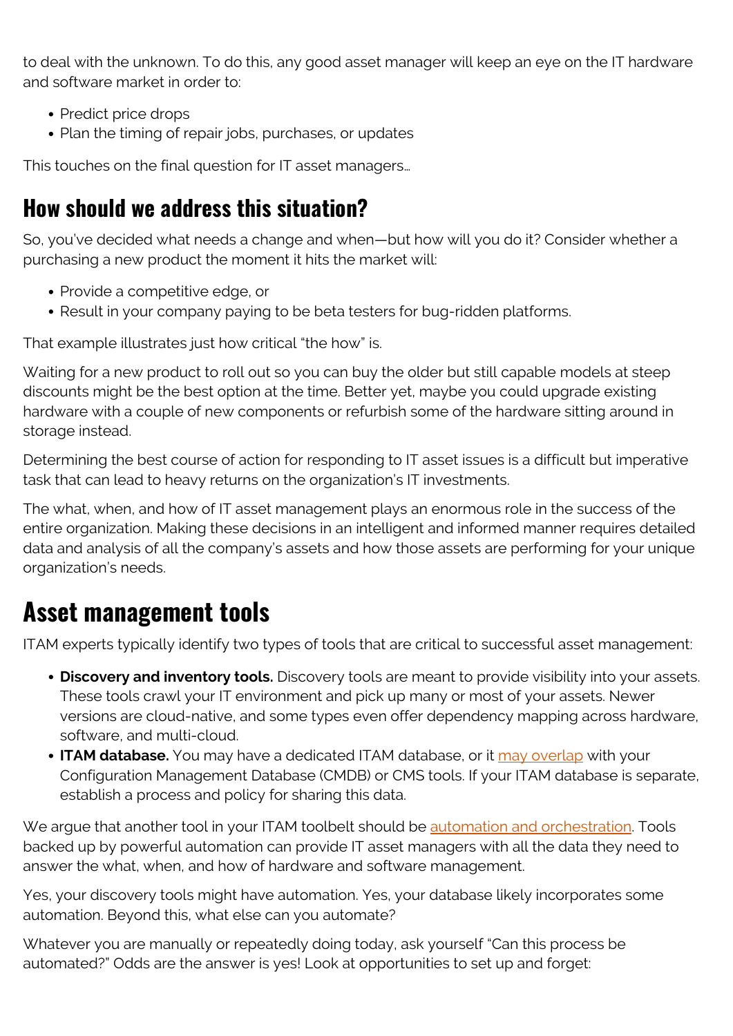to deal with the unknown. To do this, any good asset manager will keep an eye on the IT hardware and software market in order to:

- Predict price drops
- Plan the timing of repair jobs, purchases, or updates

This touches on the final question for IT asset managers…

## How should we address this situation?

So, you've decided what needs a change and when—but how will you do it? Consider whether a purchasing a new product the moment it hits the market will:

- Provide a competitive edge, or
- Result in your company paying to be beta testers for bug-ridden platforms.

That example illustrates just how critical "the how" is.

Waiting for a new product to roll out so you can buy the older but still capable models at steep discounts might be the best option at the time. Better yet, maybe you could upgrade existing hardware with a couple of new components or refurbish some of the hardware sitting around in storage instead.

Determining the best course of action for responding to IT asset issues is a difficult but imperative task that can lead to heavy returns on the organization's IT investments.

The what, when, and how of IT asset management plays an enormous role in the success of the entire organization. Making these decisions in an intelligent and informed manner requires detailed data and analysis of all the company's assets and how those assets are performing for your unique organization's needs.

## Asset management tools

ITAM experts typically identify two types of tools that are critical to successful asset management:

- **Discovery and inventory tools.** Discovery tools are meant to provide visibility into your assets. These tools crawl your IT environment and pick up many or most of your assets. Newer versions are cloud-native, and some types even offer dependency mapping across hardware, software, and multi-cloud.
- **ITAM database.** You may have a dedicated ITAM database, or it may overlap with your Configuration Management Database (CMDB) or CMS tools. If your ITAM database is separate, establish a process and policy for sharing this data.

We argue that another tool in your ITAM toolbelt should be automation and orchestration. Tools backed up by powerful automation can provide IT asset managers with all the data they need to answer the what, when, and how of hardware and software management.

Yes, your discovery tools might have automation. Yes, your database likely incorporates some automation. Beyond this, what else can you automate?

Whatever you are manually or repeatedly doing today, ask yourself "Can this process be automated?" Odds are the answer is yes! Look at opportunities to set up and forget: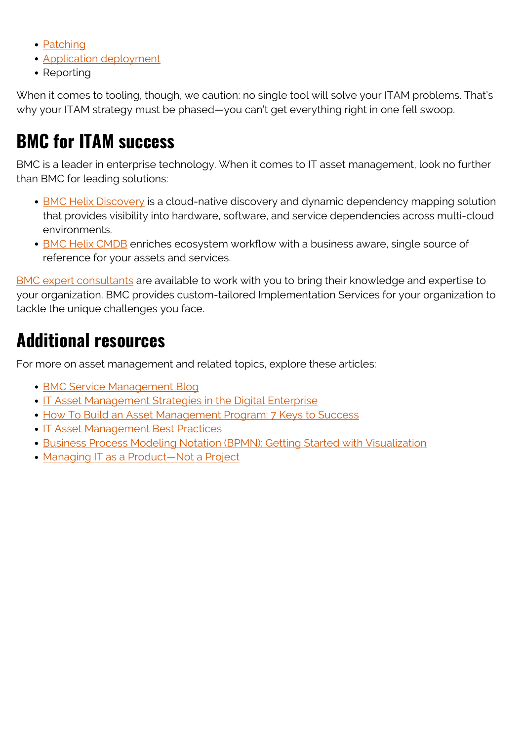- Patching
- Application deployment
- Reporting

When it comes to tooling, though, we caution: no single tool will solve your ITAM problems. That's why your ITAM strategy must be phased—you can't get everything right in one fell swoop.

## BMC for ITAM success

BMC is a leader in enterprise technology. When it comes to IT asset management, look no further than BMC for leading solutions:

- BMC Helix Discovery is a cloud-native discovery and dynamic dependency mapping solution that provides visibility into hardware, software, and service dependencies across multi-cloud environments.
- BMC Helix CMDB enriches ecosystem workflow with a business aware, single source of reference for your assets and services.

BMC expert consultants are available to work with you to bring their knowledge and expertise to your organization. BMC provides custom-tailored Implementation Services for your organization to tackle the unique challenges you face.

## Additional resources

For more on asset management and related topics, explore these articles:

- BMC Service Management Blog
- IT Asset Management Strategies in the Digital Enterprise
- How To Build an Asset Management Program: 7 Keys to Success
- IT Asset Management Best Practices
- Business Process Modeling Notation (BPMN): Getting Started with Visualization
- Managing IT as a Product—Not a Project